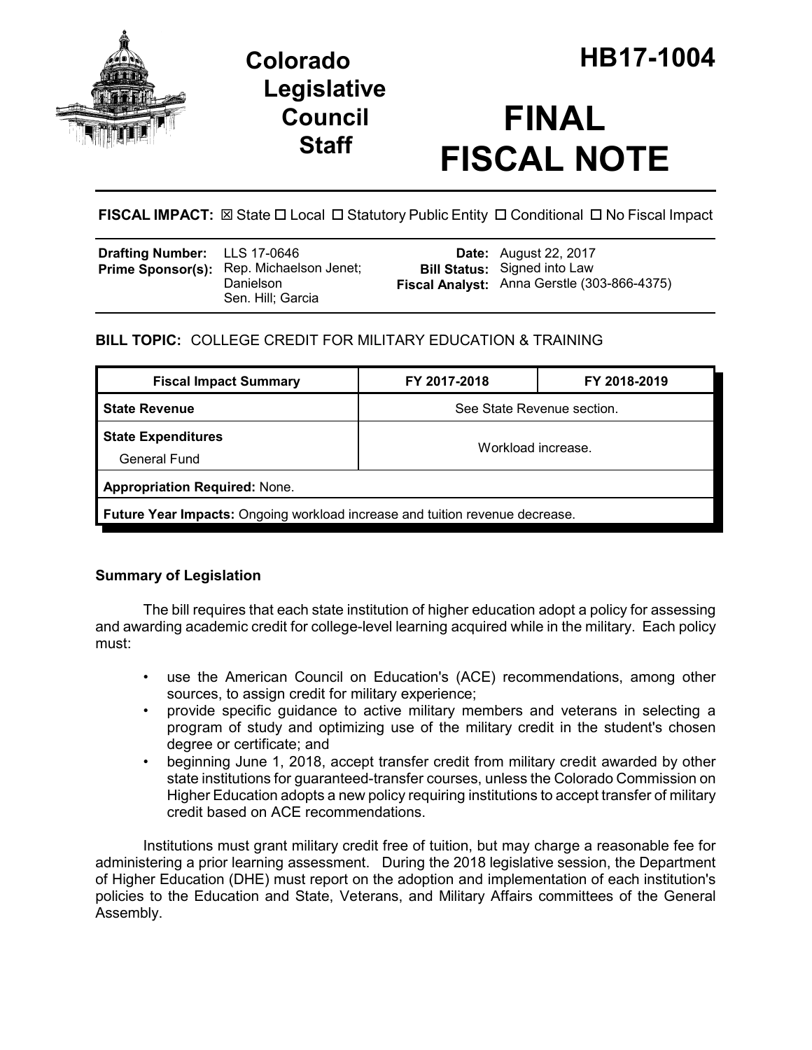# Colorado Legislative Council Staff

# HB17-1004

# FINAL FISCAL NOTE

**FISCAL IMPACT:** ☒ State ☐ Local ☐ Statutory Public Entity ☐ Conditional ☐ No Fiscal Impact

| | | | |
|---|---|---|---|
| **Drafting Number:** | LLS 17-0646 | **Date:** | August 22, 2017 |
| **Prime Sponsor(s):** | Rep. Michaelson Jenet; Danielson<br>Sen. Hill; Garcia | **Bill Status:** | Signed into Law |
| | | **Fiscal Analyst:** | Anna Gerstle (303-866-4375) |

**BILL TOPIC:** COLLEGE CREDIT FOR MILITARY EDUCATION & TRAINING

| Fiscal Impact Summary | FY 2017-2018 | FY 2018-2019 |
|---|---|---|
| **State Revenue** | See State Revenue section. | |
| **State Expenditures**<br>General Fund | Workload increase. | |
| **Appropriation Required:** None. | | |
| **Future Year Impacts:** Ongoing workload increase and tuition revenue decrease. | | |

### Summary of Legislation

The bill requires that each state institution of higher education adopt a policy for assessing and awarding academic credit for college-level learning acquired while in the military. Each policy must:

- use the American Council on Education's (ACE) recommendations, among other sources, to assign credit for military experience;
- provide specific guidance to active military members and veterans in selecting a program of study and optimizing use of the military credit in the student's chosen degree or certificate; and
- beginning June 1, 2018, accept transfer credit from military credit awarded by other state institutions for guaranteed-transfer courses, unless the Colorado Commission on Higher Education adopts a new policy requiring institutions to accept transfer of military credit based on ACE recommendations.

Institutions must grant military credit free of tuition, but may charge a reasonable fee for administering a prior learning assessment. During the 2018 legislative session, the Department of Higher Education (DHE) must report on the adoption and implementation of each institution's policies to the Education and State, Veterans, and Military Affairs committees of the General Assembly.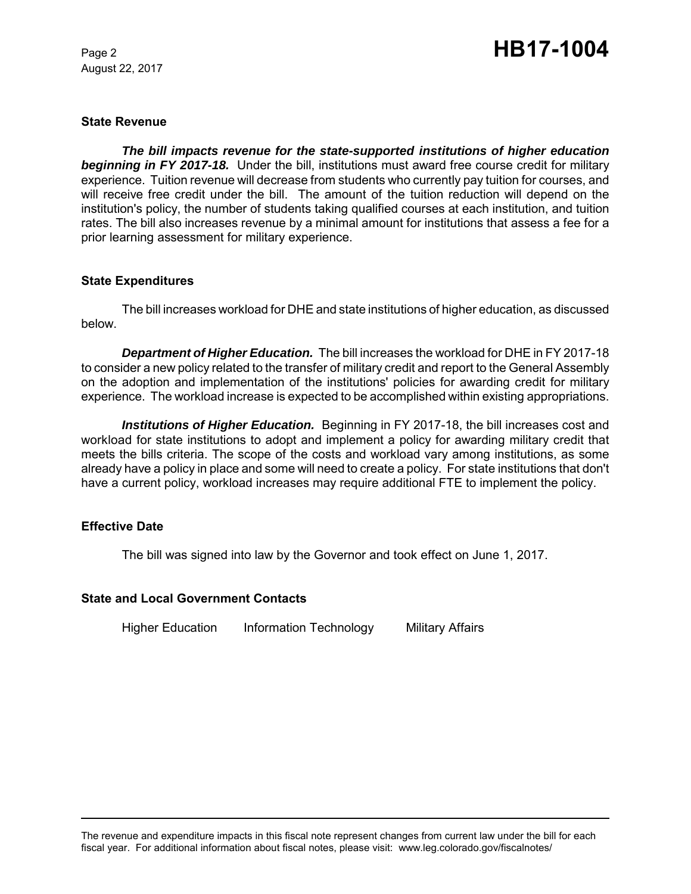### State Revenue

***The bill impacts revenue for the state-supported institutions of higher education beginning in FY 2017-18.*** Under the bill, institutions must award free course credit for military experience. Tuition revenue will decrease from students who currently pay tuition for courses, and will receive free credit under the bill. The amount of the tuition reduction will depend on the institution's policy, the number of students taking qualified courses at each institution, and tuition rates. The bill also increases revenue by a minimal amount for institutions that assess a fee for a prior learning assessment for military experience.

### State Expenditures

The bill increases workload for DHE and state institutions of higher education, as discussed below.

***Department of Higher Education.*** The bill increases the workload for DHE in FY 2017-18 to consider a new policy related to the transfer of military credit and report to the General Assembly on the adoption and implementation of the institutions' policies for awarding credit for military experience. The workload increase is expected to be accomplished within existing appropriations.

***Institutions of Higher Education.*** Beginning in FY 2017-18, the bill increases cost and workload for state institutions to adopt and implement a policy for awarding military credit that meets the bills criteria. The scope of the costs and workload vary among institutions, as some already have a policy in place and some will need to create a policy. For state institutions that don't have a current policy, workload increases may require additional FTE to implement the policy.

### Effective Date

The bill was signed into law by the Governor and took effect on June 1, 2017.

### State and Local Government Contacts

Higher Education    Information Technology    Military Affairs

The revenue and expenditure impacts in this fiscal note represent changes from current law under the bill for each fiscal year. For additional information about fiscal notes, please visit: www.leg.colorado.gov/fiscalnotes/